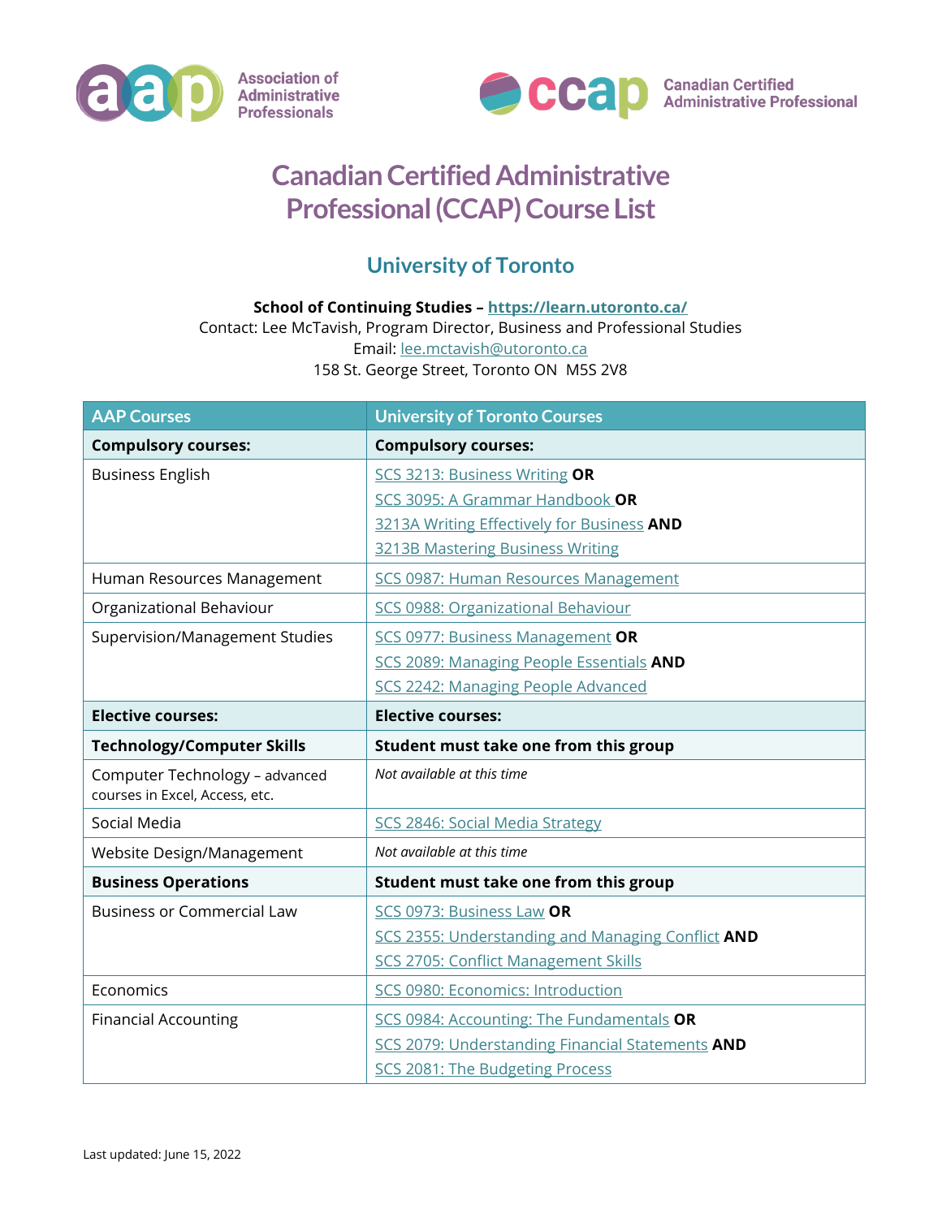Association of Administrative Professionals

Canadian Certified Administrative Professional

# Canadian Certified Administrative Professional (CCAP) Course List

## University of Toronto

**School of Continuing Studies – https://learn.utoronto.ca/**
Contact: Lee McTavish, Program Director, Business and Professional Studies
Email: lee.mctavish@utoronto.ca
158 St. George Street, Toronto ON M5S 2V8

| AAP Courses | University of Toronto Courses |
|---|---|
| **Compulsory courses:** | **Compulsory courses:** |
| Business English | SCS 3213: Business Writing **OR**<br>SCS 3095: A Grammar Handbook **OR**<br>3213A Writing Effectively for Business **AND**<br>3213B Mastering Business Writing |
| Human Resources Management | SCS 0987: Human Resources Management |
| Organizational Behaviour | SCS 0988: Organizational Behaviour |
| Supervision/Management Studies | SCS 0977: Business Management **OR**<br>SCS 2089: Managing People Essentials **AND**<br>SCS 2242: Managing People Advanced |
| **Elective courses:** | **Elective courses:** |
| **Technology/Computer Skills** | **Student must take one from this group** |
| Computer Technology – advanced courses in Excel, Access, etc. | *Not available at this time* |
| Social Media | SCS 2846: Social Media Strategy |
| Website Design/Management | *Not available at this time* |
| **Business Operations** | **Student must take one from this group** |
| Business or Commercial Law | SCS 0973: Business Law **OR**<br>SCS 2355: Understanding and Managing Conflict **AND**<br>SCS 2705: Conflict Management Skills |
| Economics | SCS 0980: Economics: Introduction |
| Financial Accounting | SCS 0984: Accounting: The Fundamentals **OR**<br>SCS 2079: Understanding Financial Statements **AND**<br>SCS 2081: The Budgeting Process |

Last updated: June 15, 2022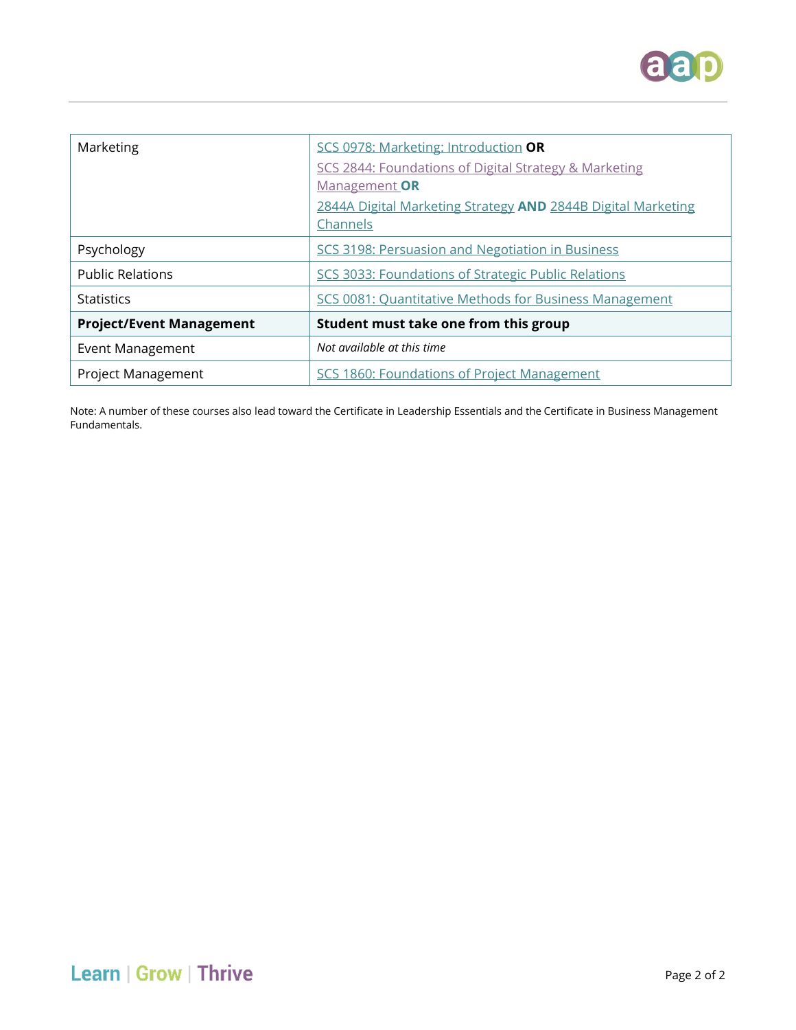| | |
|---|---|
| Marketing | SCS 0978: Marketing: Introduction **OR**<br>SCS 2844: Foundations of Digital Strategy & Marketing Management **OR**<br>2844A Digital Marketing Strategy **AND** 2844B Digital Marketing Channels |
| Psychology | SCS 3198: Persuasion and Negotiation in Business |
| Public Relations | SCS 3033: Foundations of Strategic Public Relations |
| Statistics | SCS 0081: Quantitative Methods for Business Management |
| **Project/Event Management** | **Student must take one from this group** |
| Event Management | *Not available at this time* |
| Project Management | SCS 1860: Foundations of Project Management |

Note: A number of these courses also lead toward the Certificate in Leadership Essentials and the Certificate in Business Management Fundamentals.

Learn | Grow | Thrive